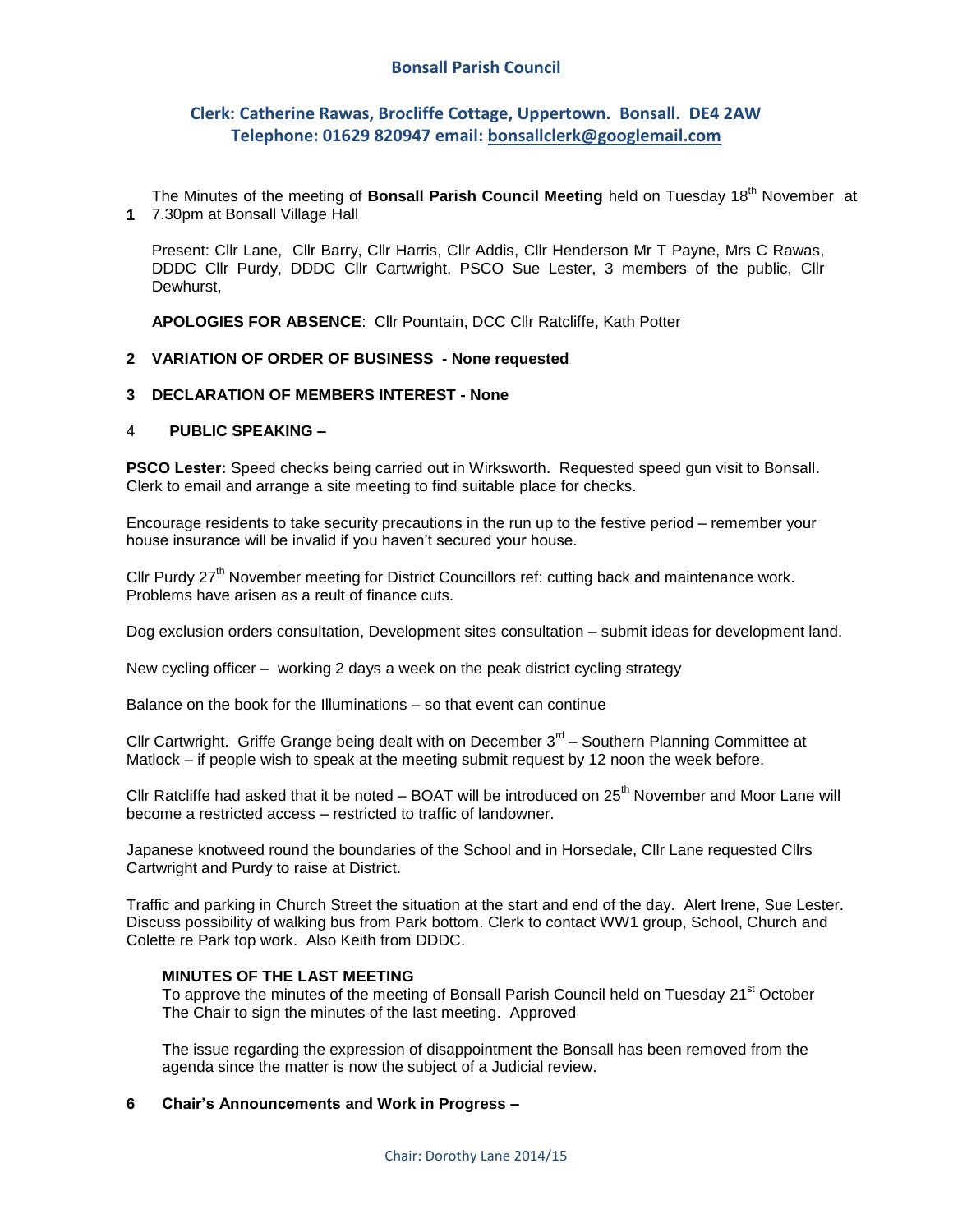# Bonsall Parish Council

## Clerk: Catherine Rawas, Brocliffe Cottage, Uppertown. Bonsall. DE4 2AW
## Telephone: 01629 820947 email: bonsallclerk@googlemail.com

**1** The Minutes of the meeting of **Bonsall Parish Council Meeting** held on Tuesday 18th November at 7.30pm at Bonsall Village Hall

Present: Cllr Lane, Cllr Barry, Cllr Harris, Cllr Addis, Cllr Henderson Mr T Payne, Mrs C Rawas, DDDC Cllr Purdy, DDDC Cllr Cartwright, PSCO Sue Lester, 3 members of the public, Cllr Dewhurst,

**APOLOGIES FOR ABSENCE**: Cllr Pountain, DCC Cllr Ratcliffe, Kath Potter

**2 VARIATION OF ORDER OF BUSINESS - None requested**

**3 DECLARATION OF MEMBERS INTEREST - None**

4 **PUBLIC SPEAKING –**

**PSCO Lester:** Speed checks being carried out in Wirksworth. Requested speed gun visit to Bonsall. Clerk to email and arrange a site meeting to find suitable place for checks.

Encourage residents to take security precautions in the run up to the festive period – remember your house insurance will be invalid if you haven't secured your house.

Cllr Purdy 27th November meeting for District Councillors ref: cutting back and maintenance work. Problems have arisen as a reult of finance cuts.

Dog exclusion orders consultation, Development sites consultation – submit ideas for development land.

New cycling officer – working 2 days a week on the peak district cycling strategy

Balance on the book for the Illuminations – so that event can continue

Cllr Cartwright. Griffe Grange being dealt with on December 3rd – Southern Planning Committee at Matlock – if people wish to speak at the meeting submit request by 12 noon the week before.

Cllr Ratcliffe had asked that it be noted – BOAT will be introduced on 25th November and Moor Lane will become a restricted access – restricted to traffic of landowner.

Japanese knotweed round the boundaries of the School and in Horsedale, Cllr Lane requested Cllrs Cartwright and Purdy to raise at District.

Traffic and parking in Church Street the situation at the start and end of the day. Alert Irene, Sue Lester. Discuss possibility of walking bus from Park bottom. Clerk to contact WW1 group, School, Church and Colette re Park top work. Also Keith from DDDC.

**MINUTES OF THE LAST MEETING**
To approve the minutes of the meeting of Bonsall Parish Council held on Tuesday 21st October The Chair to sign the minutes of the last meeting. Approved

The issue regarding the expression of disappointment the Bonsall has been removed from the agenda since the matter is now the subject of a Judicial review.

**6 Chair's Announcements and Work in Progress –**

Chair: Dorothy Lane 2014/15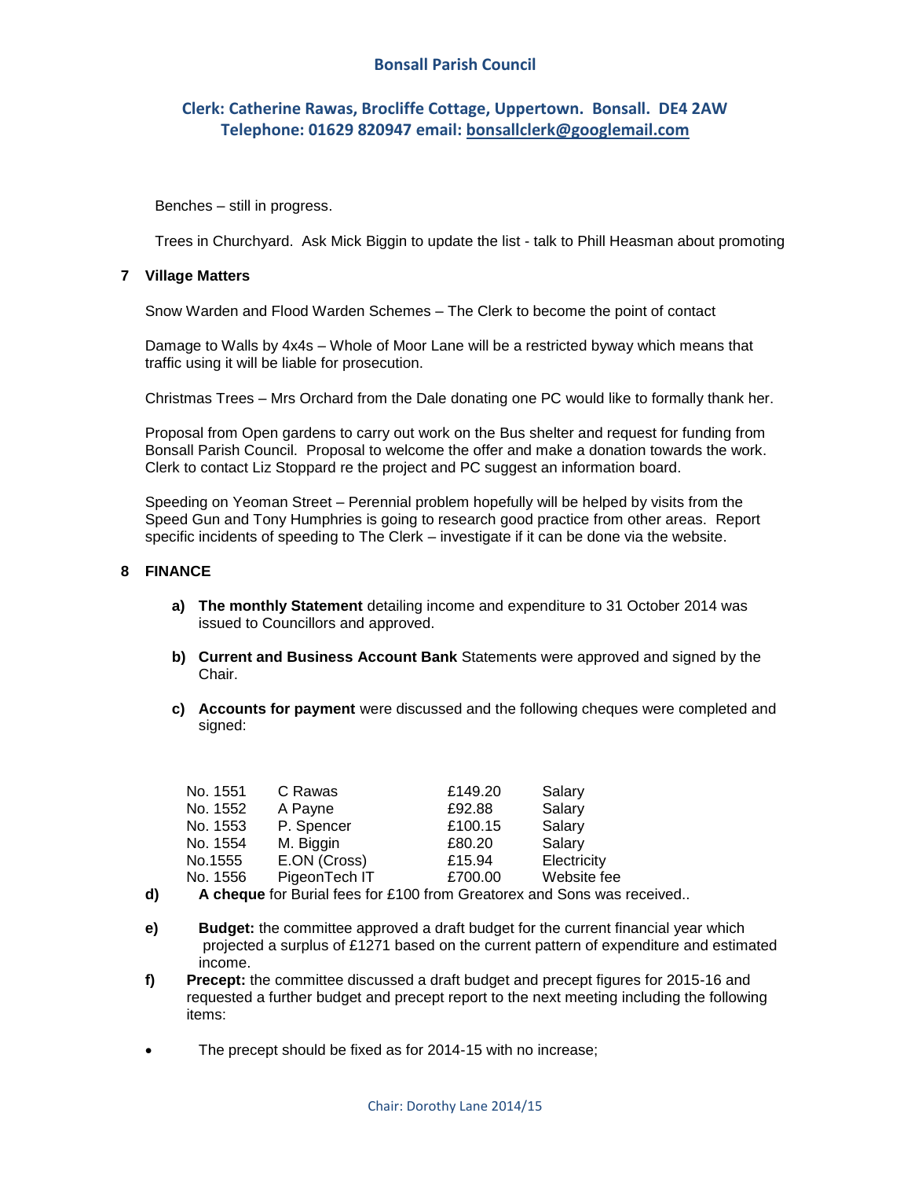Benches – still in progress.

Trees in Churchyard. Ask Mick Biggin to update the list - talk to Phill Heasman about promoting

**7 Village Matters**

Snow Warden and Flood Warden Schemes – The Clerk to become the point of contact

Damage to Walls by 4x4s – Whole of Moor Lane will be a restricted byway which means that traffic using it will be liable for prosecution.

Christmas Trees – Mrs Orchard from the Dale donating one PC would like to formally thank her.

Proposal from Open gardens to carry out work on the Bus shelter and request for funding from Bonsall Parish Council. Proposal to welcome the offer and make a donation towards the work. Clerk to contact Liz Stoppard re the project and PC suggest an information board.

Speeding on Yeoman Street – Perennial problem hopefully will be helped by visits from the Speed Gun and Tony Humphries is going to research good practice from other areas. Report specific incidents of speeding to The Clerk – investigate if it can be done via the website.

**8 FINANCE**

a) **The monthly Statement** detailing income and expenditure to 31 October 2014 was issued to Councillors and approved.

b) **Current and Business Account Bank** Statements were approved and signed by the Chair.

c) **Accounts for payment** were discussed and the following cheques were completed and signed:

| | | | |
|---|---|---|---|
| No. 1551 | C Rawas | £149.20 | Salary |
| No. 1552 | A Payne | £92.88 | Salary |
| No. 1553 | P. Spencer | £100.15 | Salary |
| No. 1554 | M. Biggin | £80.20 | Salary |
| No.1555 | E.ON (Cross) | £15.94 | Electricity |
| No. 1556 | PigeonTech IT | £700.00 | Website fee |

d) **A cheque** for Burial fees for £100 from Greatorex and Sons was received..

e) **Budget:** the committee approved a draft budget for the current financial year which projected a surplus of £1271 based on the current pattern of expenditure and estimated income.

f) **Precept:** the committee discussed a draft budget and precept figures for 2015-16 and requested a further budget and precept report to the next meeting including the following items:

- The precept should be fixed as for 2014-15 with no increase;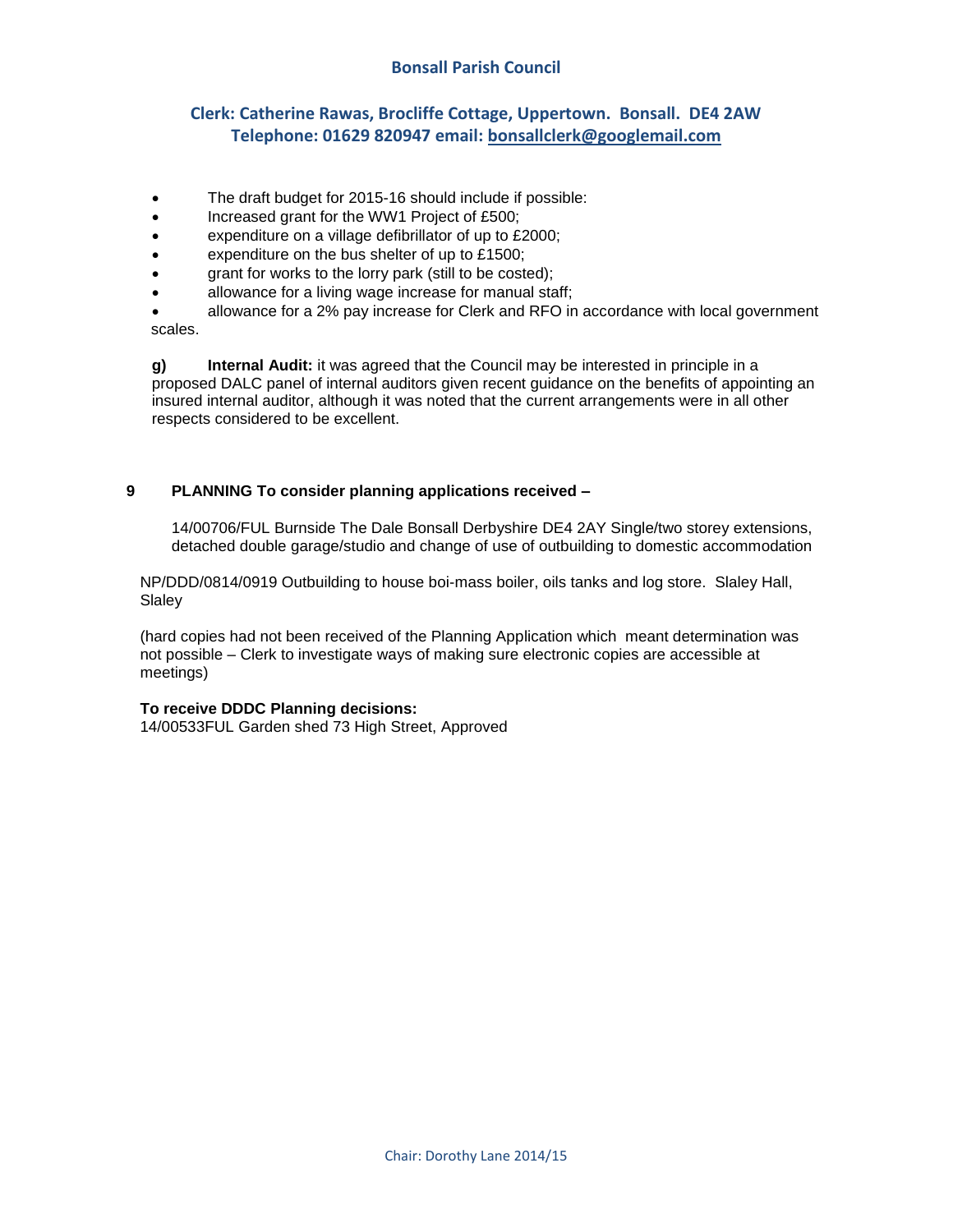- The draft budget for 2015-16 should include if possible:
- Increased grant for the WW1 Project of £500;
- expenditure on a village defibrillator of up to £2000;
- expenditure on the bus shelter of up to £1500;
- grant for works to the lorry park (still to be costed);
- allowance for a living wage increase for manual staff;
- allowance for a 2% pay increase for Clerk and RFO in accordance with local government scales.

**g) Internal Audit:** it was agreed that the Council may be interested in principle in a proposed DALC panel of internal auditors given recent guidance on the benefits of appointing an insured internal auditor, although it was noted that the current arrangements were in all other respects considered to be excellent.

**9 PLANNING To consider planning applications received –**

14/00706/FUL Burnside The Dale Bonsall Derbyshire DE4 2AY Single/two storey extensions, detached double garage/studio and change of use of outbuilding to domestic accommodation

NP/DDD/0814/0919 Outbuilding to house boi-mass boiler, oils tanks and log store. Slaley Hall, Slaley

(hard copies had not been received of the Planning Application which meant determination was not possible – Clerk to investigate ways of making sure electronic copies are accessible at meetings)

**To receive DDDC Planning decisions:**
14/00533FUL Garden shed 73 High Street, Approved